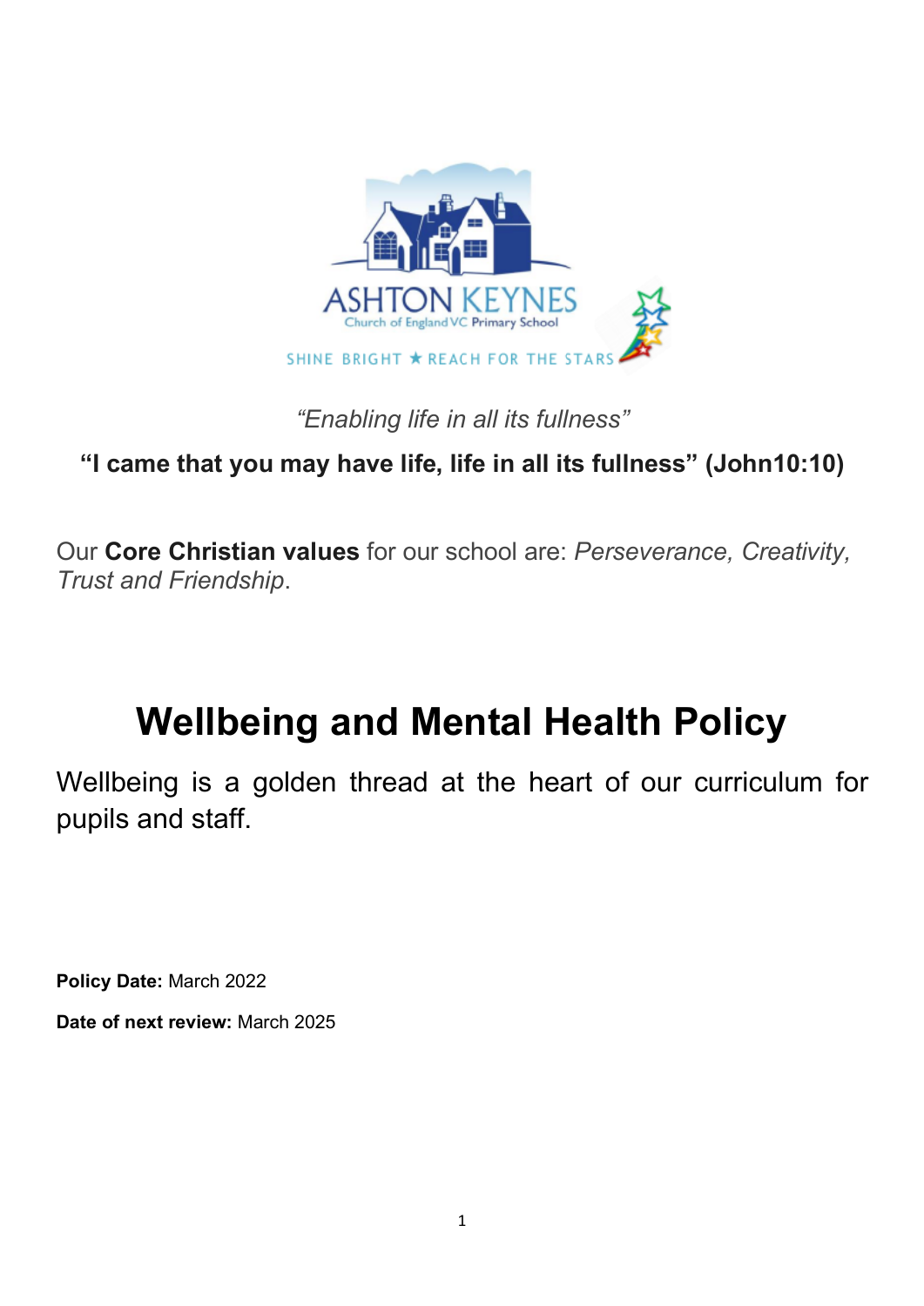ASHTON KEYNES

Church of England VC Primary School

SHINE BRIGHT ★ REACH FOR THE STARS

*“Enabling life in all its fullness”*

**“I came that you may have life, life in all its fullness” (John10:10)**

Our **Core Christian values** for our school are: *Perseverance, Creativity, Trust and Friendship*.

# Wellbeing and Mental Health Policy

Wellbeing is a golden thread at the heart of our curriculum for pupils and staff.

**Policy Date:** March 2022

**Date of next review:** March 2025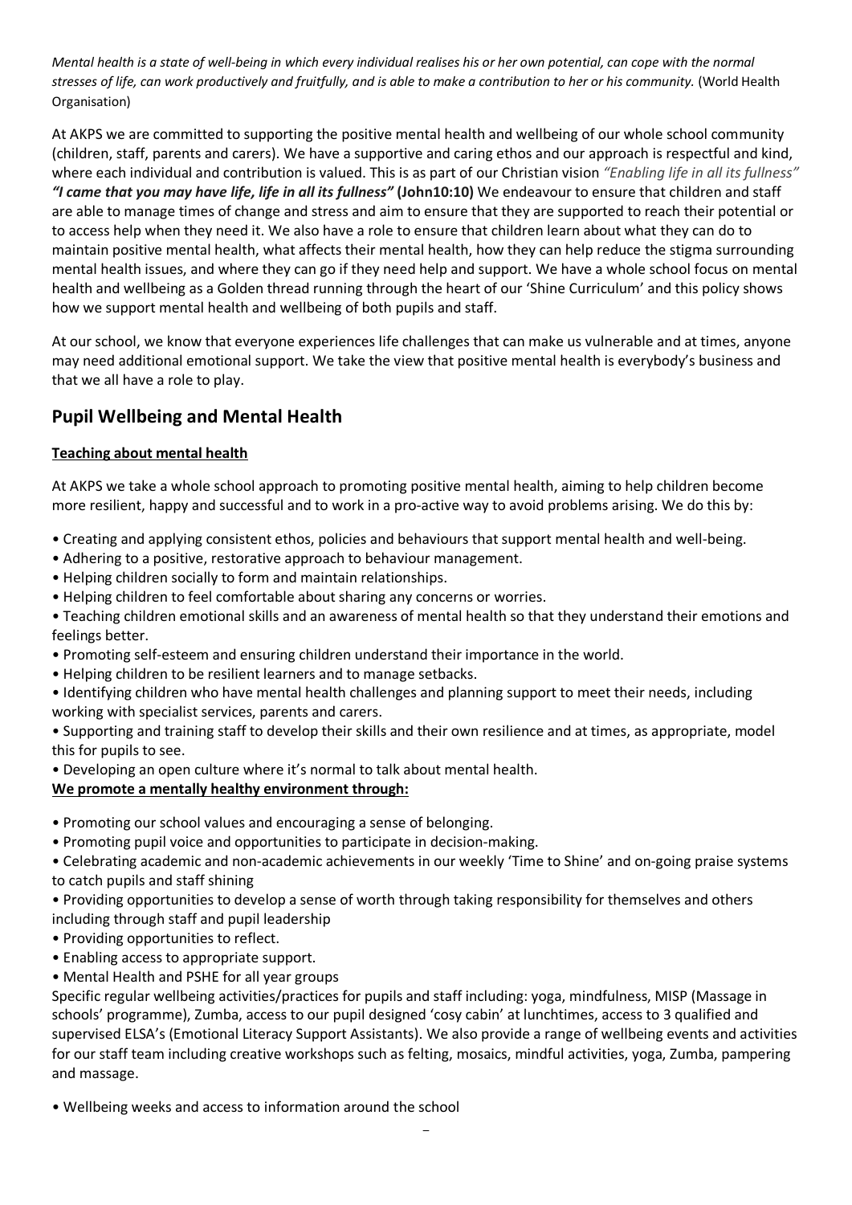*Mental health is a state of well-being in which every individual realises his or her own potential, can cope with the normal stresses of life, can work productively and fruitfully, and is able to make a contribution to her or his community.* (World Health Organisation)

At AKPS we are committed to supporting the positive mental health and wellbeing of our whole school community (children, staff, parents and carers). We have a supportive and caring ethos and our approach is respectful and kind, where each individual and contribution is valued. This is as part of our Christian vision *"Enabling life in all its fullness"* ***"I came that you may have life, life in all its fullness"*** **(John10:10)** We endeavour to ensure that children and staff are able to manage times of change and stress and aim to ensure that they are supported to reach their potential or to access help when they need it. We also have a role to ensure that children learn about what they can do to maintain positive mental health, what affects their mental health, how they can help reduce the stigma surrounding mental health issues, and where they can go if they need help and support. We have a whole school focus on mental health and wellbeing as a Golden thread running through the heart of our 'Shine Curriculum' and this policy shows how we support mental health and wellbeing of both pupils and staff.

At our school, we know that everyone experiences life challenges that can make us vulnerable and at times, anyone may need additional emotional support. We take the view that positive mental health is everybody's business and that we all have a role to play.

## Pupil Wellbeing and Mental Health

**Teaching about mental health**

At AKPS we take a whole school approach to promoting positive mental health, aiming to help children become more resilient, happy and successful and to work in a pro-active way to avoid problems arising. We do this by:

- Creating and applying consistent ethos, policies and behaviours that support mental health and well-being.
- Adhering to a positive, restorative approach to behaviour management.
- Helping children socially to form and maintain relationships.
- Helping children to feel comfortable about sharing any concerns or worries.
- Teaching children emotional skills and an awareness of mental health so that they understand their emotions and feelings better.
- Promoting self-esteem and ensuring children understand their importance in the world.
- Helping children to be resilient learners and to manage setbacks.
- Identifying children who have mental health challenges and planning support to meet their needs, including working with specialist services, parents and carers.
- Supporting and training staff to develop their skills and their own resilience and at times, as appropriate, model this for pupils to see.
- Developing an open culture where it's normal to talk about mental health.

**We promote a mentally healthy environment through:**

- Promoting our school values and encouraging a sense of belonging.
- Promoting pupil voice and opportunities to participate in decision-making.
- Celebrating academic and non-academic achievements in our weekly 'Time to Shine' and on-going praise systems to catch pupils and staff shining
- Providing opportunities to develop a sense of worth through taking responsibility for themselves and others including through staff and pupil leadership
- Providing opportunities to reflect.
- Enabling access to appropriate support.
- Mental Health and PSHE for all year groups

Specific regular wellbeing activities/practices for pupils and staff including: yoga, mindfulness, MISP (Massage in schools' programme), Zumba, access to our pupil designed 'cosy cabin' at lunchtimes, access to 3 qualified and supervised ELSA's (Emotional Literacy Support Assistants). We also provide a range of wellbeing events and activities for our staff team including creative workshops such as felting, mosaics, mindful activities, yoga, Zumba, pampering and massage.

- Wellbeing weeks and access to information around the school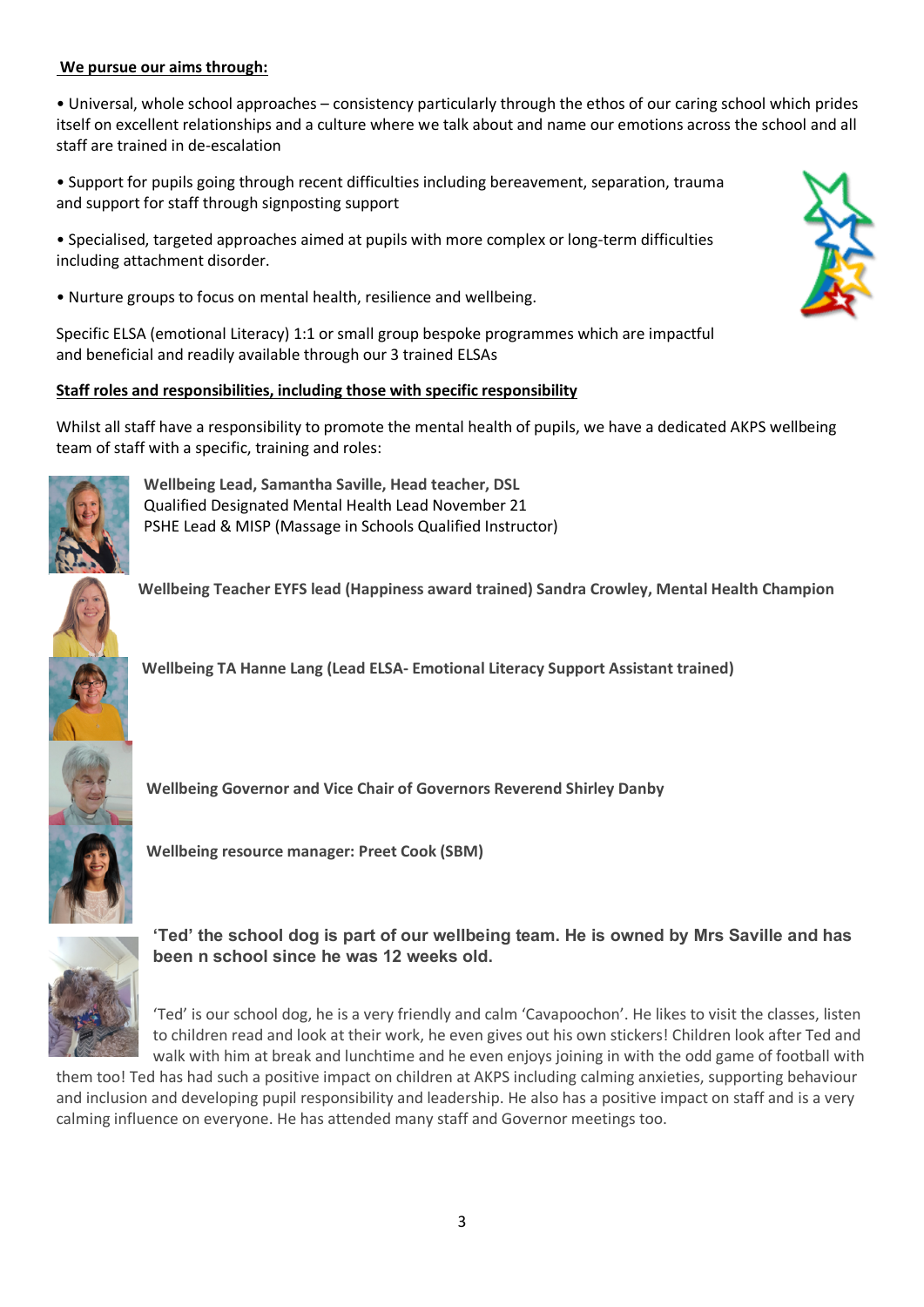**We pursue our aims through:**

• Universal, whole school approaches – consistency particularly through the ethos of our caring school which prides itself on excellent relationships and a culture where we talk about and name our emotions across the school and all staff are trained in de-escalation

• Support for pupils going through recent difficulties including bereavement, separation, trauma and support for staff through signposting support

• Specialised, targeted approaches aimed at pupils with more complex or long-term difficulties including attachment disorder.

• Nurture groups to focus on mental health, resilience and wellbeing.

Specific ELSA (emotional Literacy) 1:1 or small group bespoke programmes which are impactful and beneficial and readily available through our 3 trained ELSAs

**Staff roles and responsibilities, including those with specific responsibility**

Whilst all staff have a responsibility to promote the mental health of pupils, we have a dedicated AKPS wellbeing team of staff with a specific, training and roles:

**Wellbeing Lead, Samantha Saville, Head teacher, DSL**
Qualified Designated Mental Health Lead November 21
PSHE Lead & MISP (Massage in Schools Qualified Instructor)

**Wellbeing Teacher EYFS lead (Happiness award trained) Sandra Crowley, Mental Health Champion**

**Wellbeing TA Hanne Lang (Lead ELSA- Emotional Literacy Support Assistant trained)**

**Wellbeing Governor and Vice Chair of Governors Reverend Shirley Danby**

**Wellbeing resource manager: Preet Cook (SBM)**

**'Ted' the school dog is part of our wellbeing team. He is owned by Mrs Saville and has been n school since he was 12 weeks old.**

'Ted' is our school dog, he is a very friendly and calm 'Cavapoochon'. He likes to visit the classes, listen to children read and look at their work, he even gives out his own stickers! Children look after Ted and walk with him at break and lunchtime and he even enjoys joining in with the odd game of football with them too! Ted has had such a positive impact on children at AKPS including calming anxieties, supporting behaviour and inclusion and developing pupil responsibility and leadership. He also has a positive impact on staff and is a very calming influence on everyone. He has attended many staff and Governor meetings too.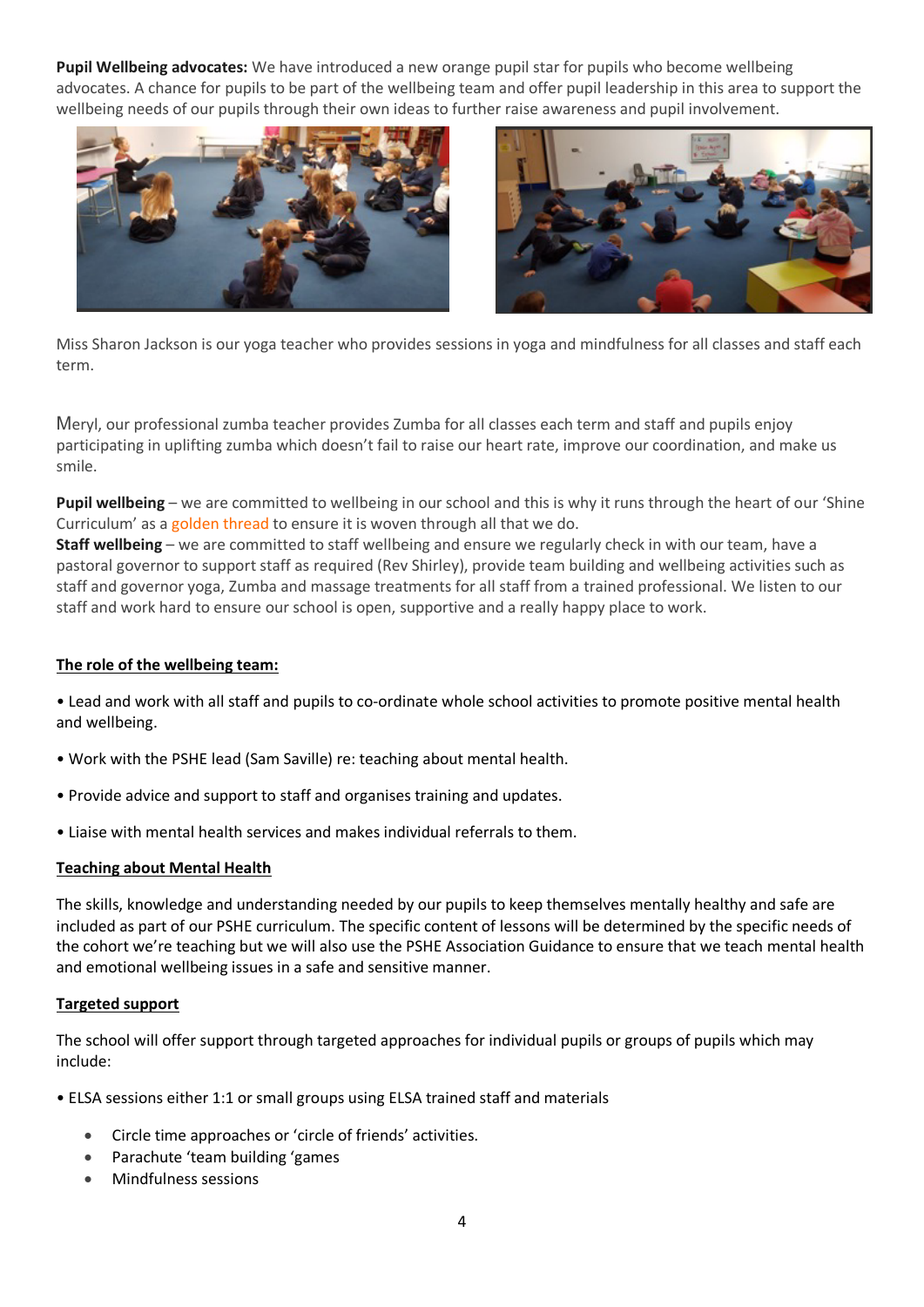**Pupil Wellbeing advocates:** We have introduced a new orange pupil star for pupils who become wellbeing advocates. A chance for pupils to be part of the wellbeing team and offer pupil leadership in this area to support the wellbeing needs of our pupils through their own ideas to further raise awareness and pupil involvement.

Miss Sharon Jackson is our yoga teacher who provides sessions in yoga and mindfulness for all classes and staff each term.

Meryl, our professional zumba teacher provides Zumba for all classes each term and staff and pupils enjoy participating in uplifting zumba which doesn't fail to raise our heart rate, improve our coordination, and make us smile.

**Pupil wellbeing** – we are committed to wellbeing in our school and this is why it runs through the heart of our 'Shine Curriculum' as a golden thread to ensure it is woven through all that we do.

**Staff wellbeing** – we are committed to staff wellbeing and ensure we regularly check in with our team, have a pastoral governor to support staff as required (Rev Shirley), provide team building and wellbeing activities such as staff and governor yoga, Zumba and massage treatments for all staff from a trained professional. We listen to our staff and work hard to ensure our school is open, supportive and a really happy place to work.

**The role of the wellbeing team:**

- Lead and work with all staff and pupils to co-ordinate whole school activities to promote positive mental health and wellbeing.
- Work with the PSHE lead (Sam Saville) re: teaching about mental health.
- Provide advice and support to staff and organises training and updates.
- Liaise with mental health services and makes individual referrals to them.

**Teaching about Mental Health**

The skills, knowledge and understanding needed by our pupils to keep themselves mentally healthy and safe are included as part of our PSHE curriculum. The specific content of lessons will be determined by the specific needs of the cohort we're teaching but we will also use the PSHE Association Guidance to ensure that we teach mental health and emotional wellbeing issues in a safe and sensitive manner.

**Targeted support**

The school will offer support through targeted approaches for individual pupils or groups of pupils which may include:

- ELSA sessions either 1:1 or small groups using ELSA trained staff and materials
  - Circle time approaches or 'circle of friends' activities.
  - Parachute 'team building 'games
  - Mindfulness sessions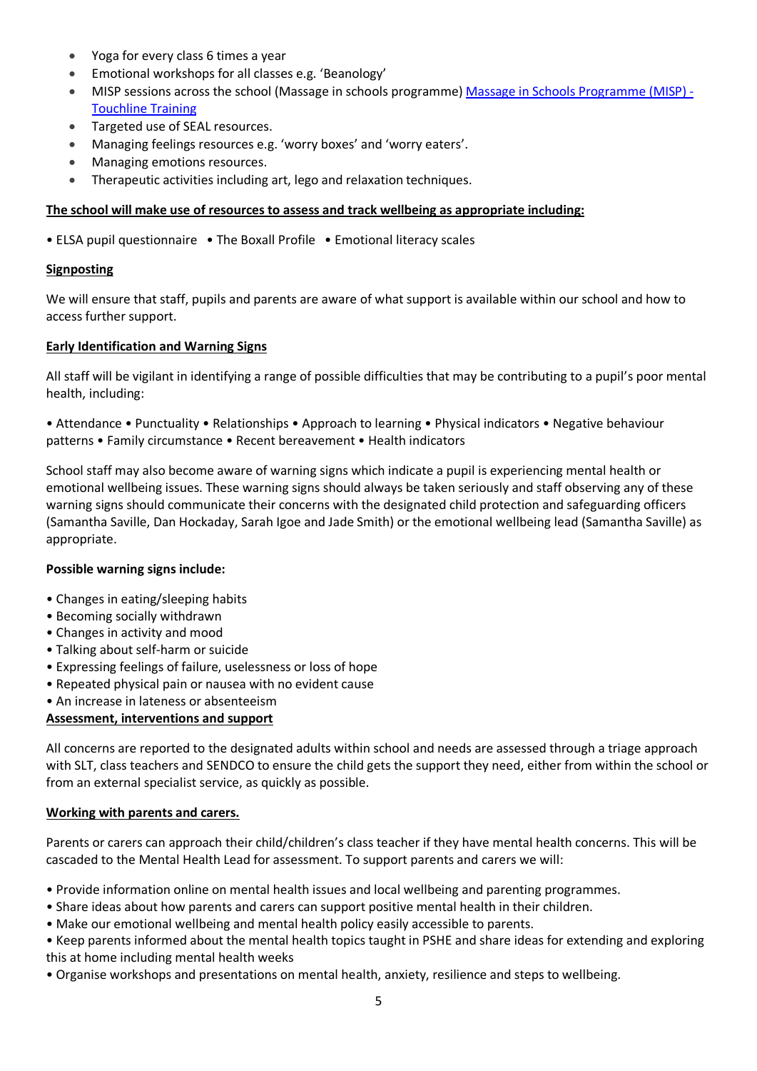- Yoga for every class 6 times a year
- Emotional workshops for all classes e.g. 'Beanology'
- MISP sessions across the school (Massage in schools programme) [Massage in Schools Programme (MISP) - Touchline Training]
- Targeted use of SEAL resources.
- Managing feelings resources e.g. 'worry boxes' and 'worry eaters'.
- Managing emotions resources.
- Therapeutic activities including art, lego and relaxation techniques.

**The school will make use of resources to assess and track wellbeing as appropriate including:**

• ELSA pupil questionnaire • The Boxall Profile • Emotional literacy scales

**Signposting**

We will ensure that staff, pupils and parents are aware of what support is available within our school and how to access further support.

**Early Identification and Warning Signs**

All staff will be vigilant in identifying a range of possible difficulties that may be contributing to a pupil's poor mental health, including:

• Attendance • Punctuality • Relationships • Approach to learning • Physical indicators • Negative behaviour patterns • Family circumstance • Recent bereavement • Health indicators

School staff may also become aware of warning signs which indicate a pupil is experiencing mental health or emotional wellbeing issues. These warning signs should always be taken seriously and staff observing any of these warning signs should communicate their concerns with the designated child protection and safeguarding officers (Samantha Saville, Dan Hockaday, Sarah Igoe and Jade Smith) or the emotional wellbeing lead (Samantha Saville) as appropriate.

**Possible warning signs include:**

- Changes in eating/sleeping habits
- Becoming socially withdrawn
- Changes in activity and mood
- Talking about self-harm or suicide
- Expressing feelings of failure, uselessness or loss of hope
- Repeated physical pain or nausea with no evident cause
- An increase in lateness or absenteeism

**Assessment, interventions and support**

All concerns are reported to the designated adults within school and needs are assessed through a triage approach with SLT, class teachers and SENDCO to ensure the child gets the support they need, either from within the school or from an external specialist service, as quickly as possible.

**Working with parents and carers.**

Parents or carers can approach their child/children's class teacher if they have mental health concerns. This will be cascaded to the Mental Health Lead for assessment. To support parents and carers we will:

- Provide information online on mental health issues and local wellbeing and parenting programmes.
- Share ideas about how parents and carers can support positive mental health in their children.
- Make our emotional wellbeing and mental health policy easily accessible to parents.
- Keep parents informed about the mental health topics taught in PSHE and share ideas for extending and exploring this at home including mental health weeks
- Organise workshops and presentations on mental health, anxiety, resilience and steps to wellbeing.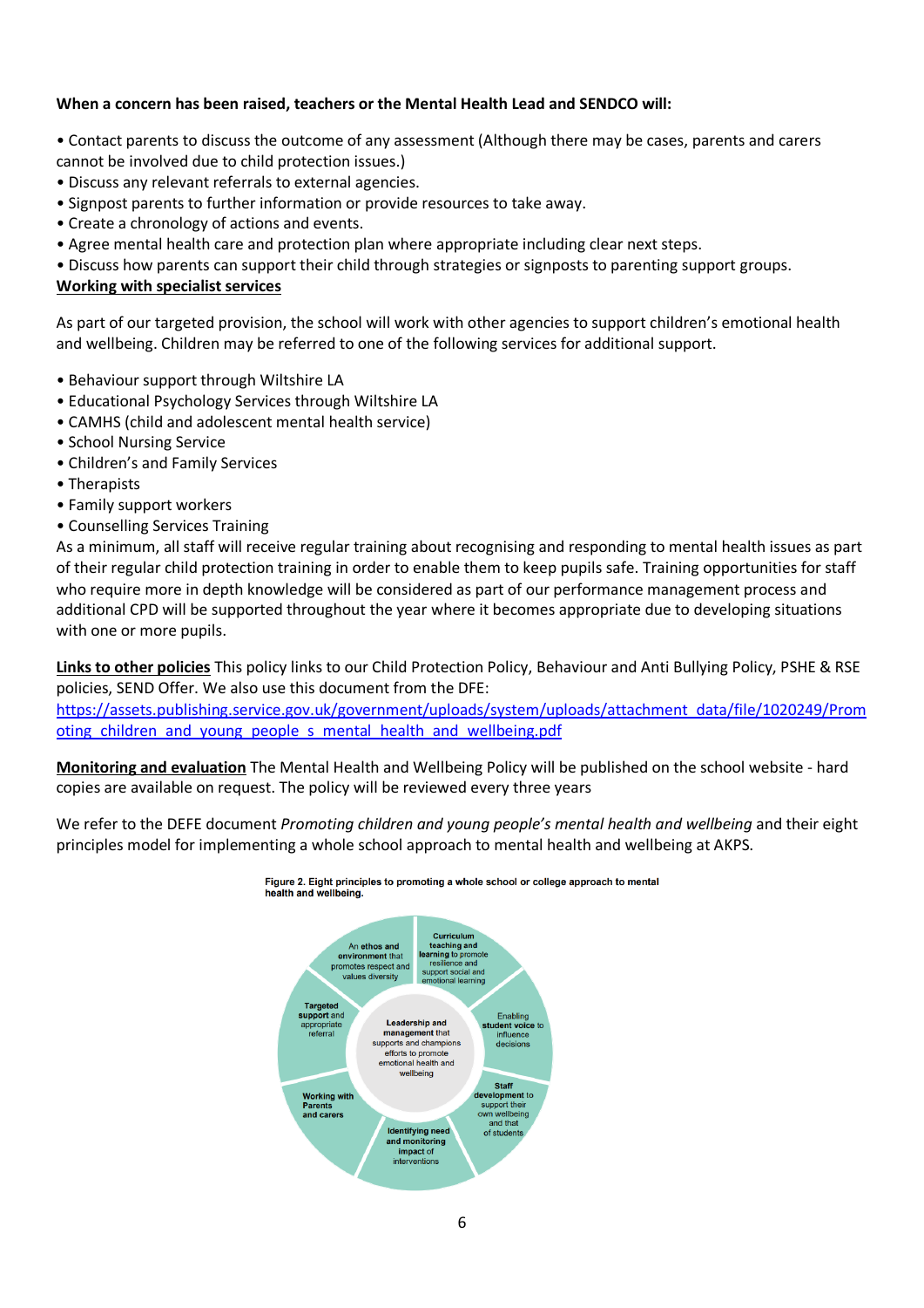**When a concern has been raised, teachers or the Mental Health Lead and SENDCO will:**

- Contact parents to discuss the outcome of any assessment (Although there may be cases, parents and carers cannot be involved due to child protection issues.)
- Discuss any relevant referrals to external agencies.
- Signpost parents to further information or provide resources to take away.
- Create a chronology of actions and events.
- Agree mental health care and protection plan where appropriate including clear next steps.
- Discuss how parents can support their child through strategies or signposts to parenting support groups.

**Working with specialist services**

As part of our targeted provision, the school will work with other agencies to support children's emotional health and wellbeing. Children may be referred to one of the following services for additional support.

- Behaviour support through Wiltshire LA
- Educational Psychology Services through Wiltshire LA
- CAMHS (child and adolescent mental health service)
- School Nursing Service
- Children's and Family Services
- Therapists
- Family support workers
- Counselling Services Training

As a minimum, all staff will receive regular training about recognising and responding to mental health issues as part of their regular child protection training in order to enable them to keep pupils safe. Training opportunities for staff who require more in depth knowledge will be considered as part of our performance management process and additional CPD will be supported throughout the year where it becomes appropriate due to developing situations with one or more pupils.

**Links to other policies** This policy links to our Child Protection Policy, Behaviour and Anti Bullying Policy, PSHE & RSE policies, SEND Offer. We also use this document from the DFE:
https://assets.publishing.service.gov.uk/government/uploads/system/uploads/attachment_data/file/1020249/Promoting_children_and_young_people_s_mental_health_and_wellbeing.pdf

**Monitoring and evaluation** The Mental Health and Wellbeing Policy will be published on the school website - hard copies are available on request. The policy will be reviewed every three years

We refer to the DEFE document *Promoting children and young people's mental health and wellbeing* and their eight principles model for implementing a whole school approach to mental health and wellbeing at AKPS.

**Figure 2. Eight principles to promoting a whole school or college approach to mental health and wellbeing.**

- Leadership and management that supports and champions efforts to promote emotional health and wellbeing
- An ethos and environment that promotes respect and values diversity
- Curriculum teaching and learning to promote resilience and support social and emotional learning
- Enabling student voice to influence decisions
- Staff development to support their own wellbeing and that of students
- Identifying need and monitoring impact of interventions
- Working with Parents and carers
- Targeted support and appropriate referral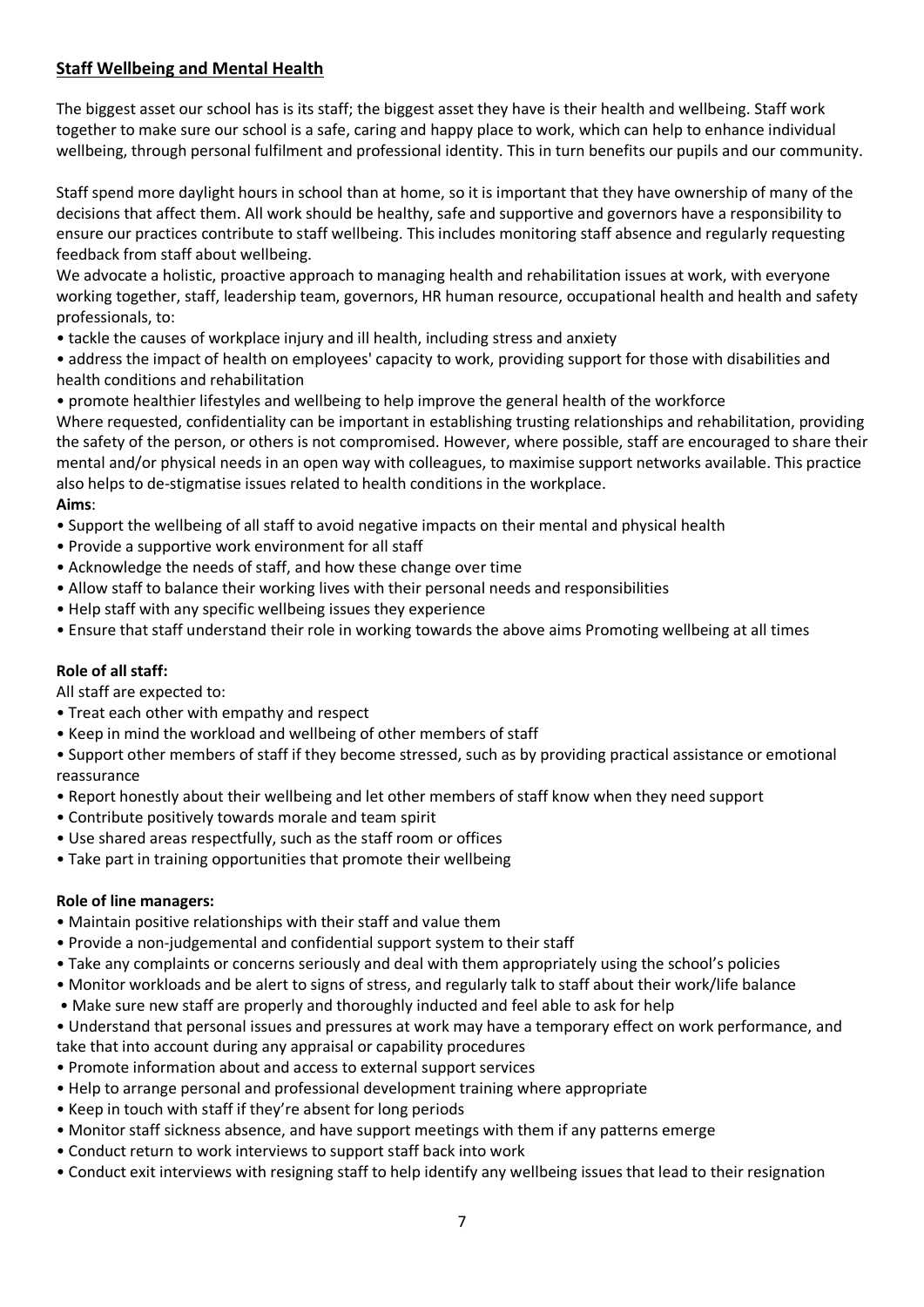## Staff Wellbeing and Mental Health

The biggest asset our school has is its staff; the biggest asset they have is their health and wellbeing. Staff work together to make sure our school is a safe, caring and happy place to work, which can help to enhance individual wellbeing, through personal fulfilment and professional identity. This in turn benefits our pupils and our community.

Staff spend more daylight hours in school than at home, so it is important that they have ownership of many of the decisions that affect them. All work should be healthy, safe and supportive and governors have a responsibility to ensure our practices contribute to staff wellbeing. This includes monitoring staff absence and regularly requesting feedback from staff about wellbeing.

We advocate a holistic, proactive approach to managing health and rehabilitation issues at work, with everyone working together, staff, leadership team, governors, HR human resource, occupational health and health and safety professionals, to:

- tackle the causes of workplace injury and ill health, including stress and anxiety
- address the impact of health on employees' capacity to work, providing support for those with disabilities and health conditions and rehabilitation
- promote healthier lifestyles and wellbeing to help improve the general health of the workforce

Where requested, confidentiality can be important in establishing trusting relationships and rehabilitation, providing the safety of the person, or others is not compromised. However, where possible, staff are encouraged to share their mental and/or physical needs in an open way with colleagues, to maximise support networks available. This practice also helps to de-stigmatise issues related to health conditions in the workplace.

**Aims**:

- Support the wellbeing of all staff to avoid negative impacts on their mental and physical health
- Provide a supportive work environment for all staff
- Acknowledge the needs of staff, and how these change over time
- Allow staff to balance their working lives with their personal needs and responsibilities
- Help staff with any specific wellbeing issues they experience
- Ensure that staff understand their role in working towards the above aims Promoting wellbeing at all times

**Role of all staff:**

All staff are expected to:

- Treat each other with empathy and respect
- Keep in mind the workload and wellbeing of other members of staff
- Support other members of staff if they become stressed, such as by providing practical assistance or emotional reassurance
- Report honestly about their wellbeing and let other members of staff know when they need support
- Contribute positively towards morale and team spirit
- Use shared areas respectfully, such as the staff room or offices
- Take part in training opportunities that promote their wellbeing

**Role of line managers:**

- Maintain positive relationships with their staff and value them
- Provide a non-judgemental and confidential support system to their staff
- Take any complaints or concerns seriously and deal with them appropriately using the school's policies
- Monitor workloads and be alert to signs of stress, and regularly talk to staff about their work/life balance
- Make sure new staff are properly and thoroughly inducted and feel able to ask for help
- Understand that personal issues and pressures at work may have a temporary effect on work performance, and take that into account during any appraisal or capability procedures
- Promote information about and access to external support services
- Help to arrange personal and professional development training where appropriate
- Keep in touch with staff if they're absent for long periods
- Monitor staff sickness absence, and have support meetings with them if any patterns emerge
- Conduct return to work interviews to support staff back into work
- Conduct exit interviews with resigning staff to help identify any wellbeing issues that lead to their resignation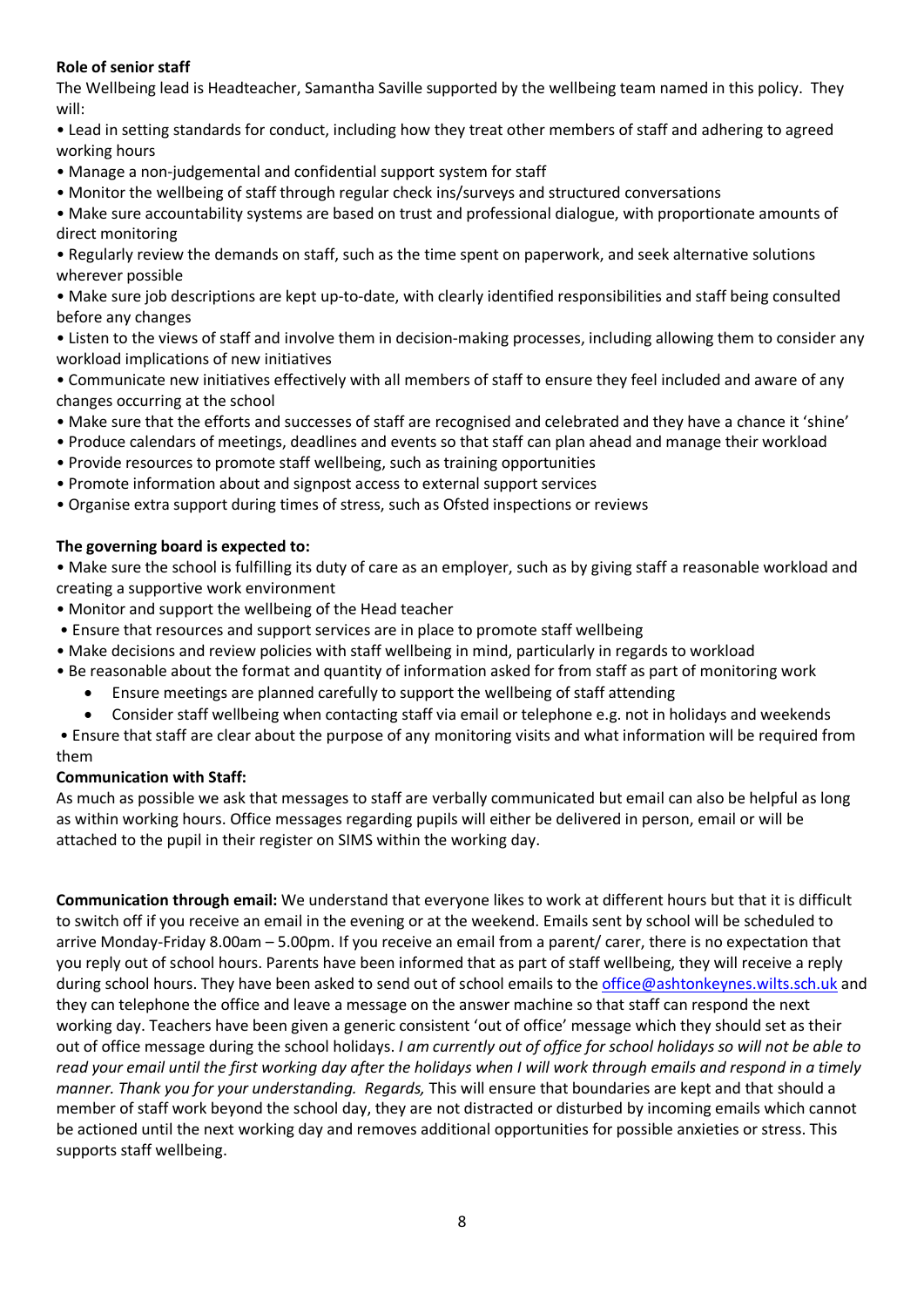**Role of senior staff**

The Wellbeing lead is Headteacher, Samantha Saville supported by the wellbeing team named in this policy. They will:

- Lead in setting standards for conduct, including how they treat other members of staff and adhering to agreed working hours
- Manage a non-judgemental and confidential support system for staff
- Monitor the wellbeing of staff through regular check ins/surveys and structured conversations
- Make sure accountability systems are based on trust and professional dialogue, with proportionate amounts of direct monitoring
- Regularly review the demands on staff, such as the time spent on paperwork, and seek alternative solutions wherever possible
- Make sure job descriptions are kept up-to-date, with clearly identified responsibilities and staff being consulted before any changes
- Listen to the views of staff and involve them in decision-making processes, including allowing them to consider any workload implications of new initiatives
- Communicate new initiatives effectively with all members of staff to ensure they feel included and aware of any changes occurring at the school
- Make sure that the efforts and successes of staff are recognised and celebrated and they have a chance it 'shine'
- Produce calendars of meetings, deadlines and events so that staff can plan ahead and manage their workload
- Provide resources to promote staff wellbeing, such as training opportunities
- Promote information about and signpost access to external support services
- Organise extra support during times of stress, such as Ofsted inspections or reviews

**The governing board is expected to:**

- Make sure the school is fulfilling its duty of care as an employer, such as by giving staff a reasonable workload and creating a supportive work environment
- Monitor and support the wellbeing of the Head teacher
- Ensure that resources and support services are in place to promote staff wellbeing
- Make decisions and review policies with staff wellbeing in mind, particularly in regards to workload
- Be reasonable about the format and quantity of information asked for from staff as part of monitoring work
  - Ensure meetings are planned carefully to support the wellbeing of staff attending
  - Consider staff wellbeing when contacting staff via email or telephone e.g. not in holidays and weekends
- Ensure that staff are clear about the purpose of any monitoring visits and what information will be required from them

**Communication with Staff:**

As much as possible we ask that messages to staff are verbally communicated but email can also be helpful as long as within working hours. Office messages regarding pupils will either be delivered in person, email or will be attached to the pupil in their register on SIMS within the working day.

**Communication through email:** We understand that everyone likes to work at different hours but that it is difficult to switch off if you receive an email in the evening or at the weekend. Emails sent by school will be scheduled to arrive Monday-Friday 8.00am – 5.00pm. If you receive an email from a parent/ carer, there is no expectation that you reply out of school hours. Parents have been informed that as part of staff wellbeing, they will receive a reply during school hours. They have been asked to send out of school emails to the office@ashtonkeynes.wilts.sch.uk and they can telephone the office and leave a message on the answer machine so that staff can respond the next working day. Teachers have been given a generic consistent 'out of office' message which they should set as their out of office message during the school holidays. *I am currently out of office for school holidays so will not be able to read your email until the first working day after the holidays when I will work through emails and respond in a timely manner. Thank you for your understanding. Regards,* This will ensure that boundaries are kept and that should a member of staff work beyond the school day, they are not distracted or disturbed by incoming emails which cannot be actioned until the next working day and removes additional opportunities for possible anxieties or stress. This supports staff wellbeing.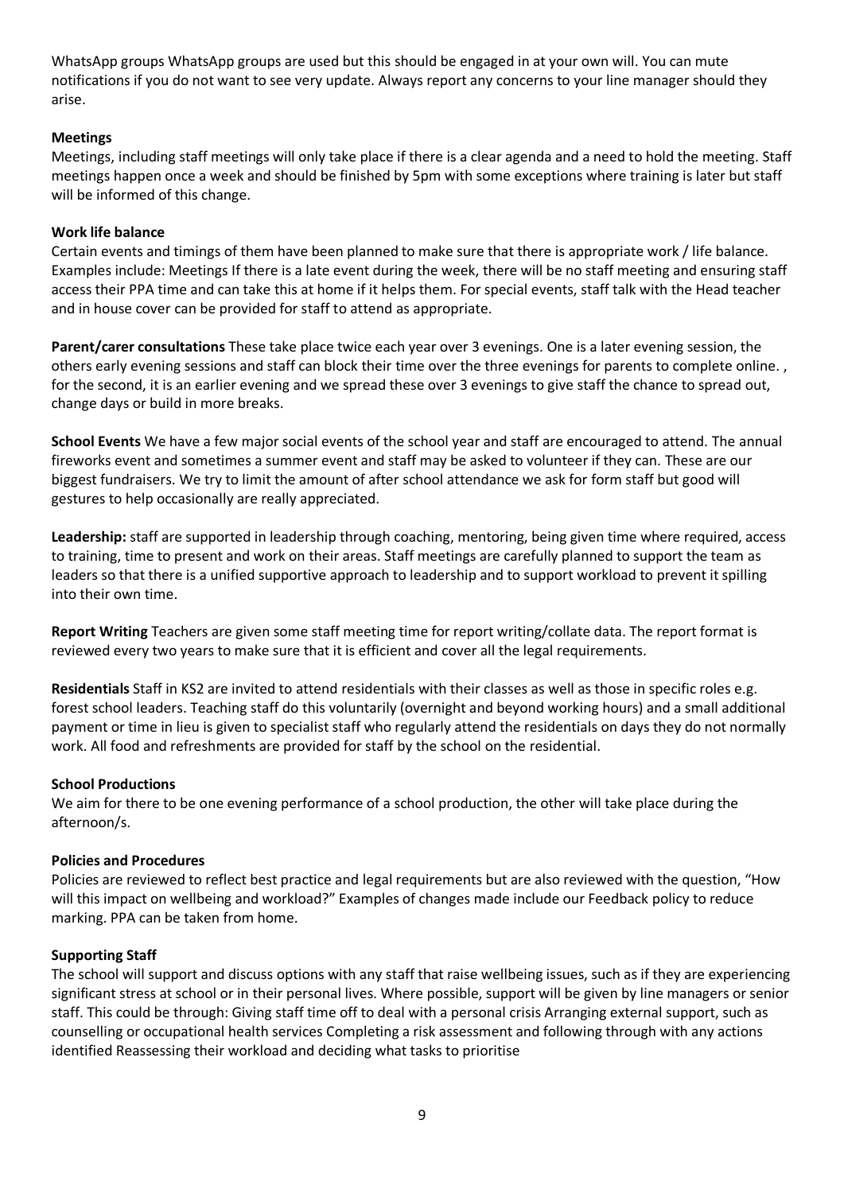WhatsApp groups WhatsApp groups are used but this should be engaged in at your own will. You can mute notifications if you do not want to see very update. Always report any concerns to your line manager should they arise.

**Meetings**

Meetings, including staff meetings will only take place if there is a clear agenda and a need to hold the meeting. Staff meetings happen once a week and should be finished by 5pm with some exceptions where training is later but staff will be informed of this change.

**Work life balance**

Certain events and timings of them have been planned to make sure that there is appropriate work / life balance. Examples include: Meetings If there is a late event during the week, there will be no staff meeting and ensuring staff access their PPA time and can take this at home if it helps them. For special events, staff talk with the Head teacher and in house cover can be provided for staff to attend as appropriate.

**Parent/carer consultations** These take place twice each year over 3 evenings. One is a later evening session, the others early evening sessions and staff can block their time over the three evenings for parents to complete online. , for the second, it is an earlier evening and we spread these over 3 evenings to give staff the chance to spread out, change days or build in more breaks.

**School Events** We have a few major social events of the school year and staff are encouraged to attend. The annual fireworks event and sometimes a summer event and staff may be asked to volunteer if they can. These are our biggest fundraisers. We try to limit the amount of after school attendance we ask for form staff but good will gestures to help occasionally are really appreciated.

**Leadership:** staff are supported in leadership through coaching, mentoring, being given time where required, access to training, time to present and work on their areas. Staff meetings are carefully planned to support the team as leaders so that there is a unified supportive approach to leadership and to support workload to prevent it spilling into their own time.

**Report Writing** Teachers are given some staff meeting time for report writing/collate data. The report format is reviewed every two years to make sure that it is efficient and cover all the legal requirements.

**Residentials** Staff in KS2 are invited to attend residentials with their classes as well as those in specific roles e.g. forest school leaders. Teaching staff do this voluntarily (overnight and beyond working hours) and a small additional payment or time in lieu is given to specialist staff who regularly attend the residentials on days they do not normally work. All food and refreshments are provided for staff by the school on the residential.

**School Productions**

We aim for there to be one evening performance of a school production, the other will take place during the afternoon/s.

**Policies and Procedures**

Policies are reviewed to reflect best practice and legal requirements but are also reviewed with the question, "How will this impact on wellbeing and workload?" Examples of changes made include our Feedback policy to reduce marking. PPA can be taken from home.

**Supporting Staff**

The school will support and discuss options with any staff that raise wellbeing issues, such as if they are experiencing significant stress at school or in their personal lives. Where possible, support will be given by line managers or senior staff. This could be through: Giving staff time off to deal with a personal crisis Arranging external support, such as counselling or occupational health services Completing a risk assessment and following through with any actions identified Reassessing their workload and deciding what tasks to prioritise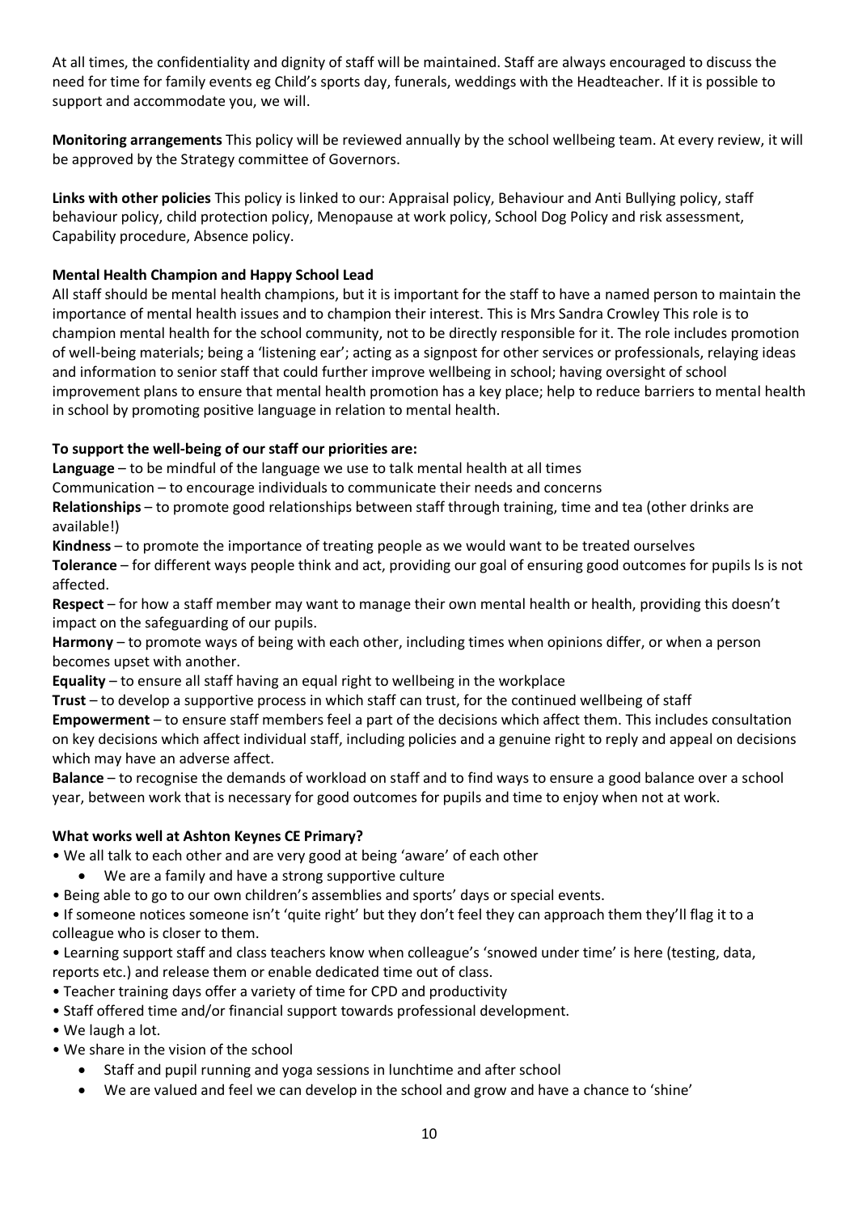At all times, the confidentiality and dignity of staff will be maintained. Staff are always encouraged to discuss the need for time for family events eg Child's sports day, funerals, weddings with the Headteacher. If it is possible to support and accommodate you, we will.

**Monitoring arrangements** This policy will be reviewed annually by the school wellbeing team. At every review, it will be approved by the Strategy committee of Governors.

**Links with other policies** This policy is linked to our: Appraisal policy, Behaviour and Anti Bullying policy, staff behaviour policy, child protection policy, Menopause at work policy, School Dog Policy and risk assessment, Capability procedure, Absence policy.

**Mental Health Champion and Happy School Lead**

All staff should be mental health champions, but it is important for the staff to have a named person to maintain the importance of mental health issues and to champion their interest. This is Mrs Sandra Crowley This role is to champion mental health for the school community, not to be directly responsible for it. The role includes promotion of well-being materials; being a 'listening ear'; acting as a signpost for other services or professionals, relaying ideas and information to senior staff that could further improve wellbeing in school; having oversight of school improvement plans to ensure that mental health promotion has a key place; help to reduce barriers to mental health in school by promoting positive language in relation to mental health.

**To support the well-being of our staff our priorities are:**

**Language** – to be mindful of the language we use to talk mental health at all times

Communication – to encourage individuals to communicate their needs and concerns

**Relationships** – to promote good relationships between staff through training, time and tea (other drinks are available!)

**Kindness** – to promote the importance of treating people as we would want to be treated ourselves

**Tolerance** – for different ways people think and act, providing our goal of ensuring good outcomes for pupils ls is not affected.

**Respect** – for how a staff member may want to manage their own mental health or health, providing this doesn't impact on the safeguarding of our pupils.

**Harmony** – to promote ways of being with each other, including times when opinions differ, or when a person becomes upset with another.

**Equality** – to ensure all staff having an equal right to wellbeing in the workplace

**Trust** – to develop a supportive process in which staff can trust, for the continued wellbeing of staff

**Empowerment** – to ensure staff members feel a part of the decisions which affect them. This includes consultation on key decisions which affect individual staff, including policies and a genuine right to reply and appeal on decisions which may have an adverse affect.

**Balance** – to recognise the demands of workload on staff and to find ways to ensure a good balance over a school year, between work that is necessary for good outcomes for pupils and time to enjoy when not at work.

**What works well at Ashton Keynes CE Primary?**

- We all talk to each other and are very good at being 'aware' of each other
  - We are a family and have a strong supportive culture
- Being able to go to our own children's assemblies and sports' days or special events.
- If someone notices someone isn't 'quite right' but they don't feel they can approach them they'll flag it to a colleague who is closer to them.
- Learning support staff and class teachers know when colleague's 'snowed under time' is here (testing, data, reports etc.) and release them or enable dedicated time out of class.
- Teacher training days offer a variety of time for CPD and productivity
- Staff offered time and/or financial support towards professional development.
- We laugh a lot.
- We share in the vision of the school
  - Staff and pupil running and yoga sessions in lunchtime and after school
  - We are valued and feel we can develop in the school and grow and have a chance to 'shine'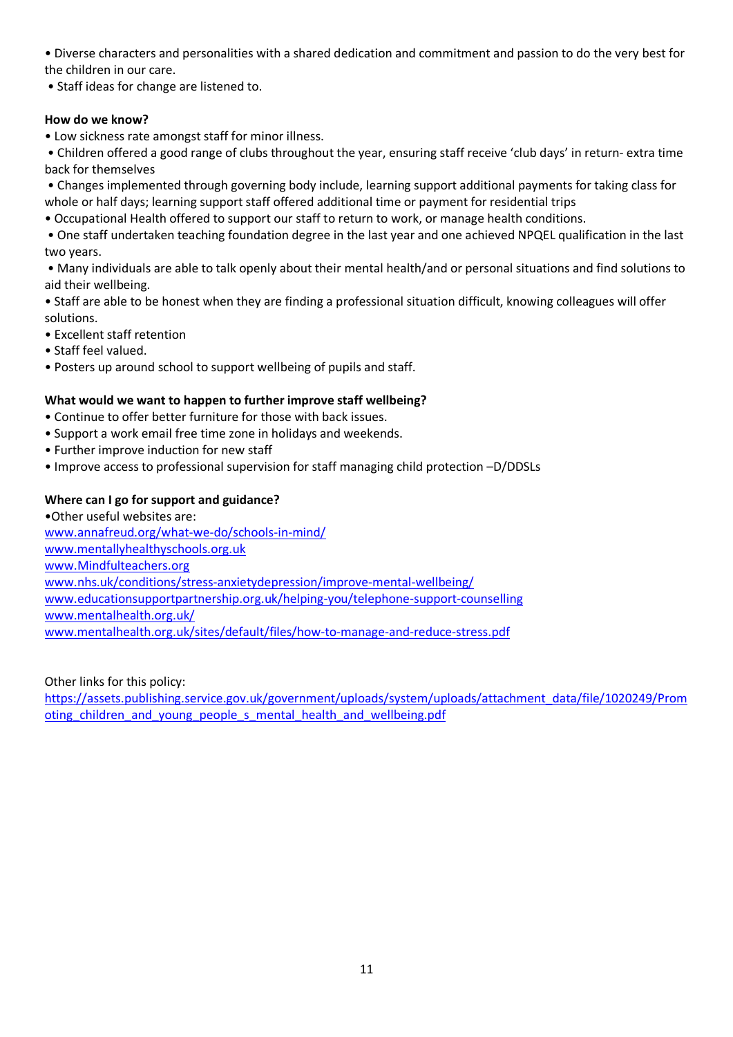- Diverse characters and personalities with a shared dedication and commitment and passion to do the very best for the children in our care.
- Staff ideas for change are listened to.

**How do we know?**

- Low sickness rate amongst staff for minor illness.
- Children offered a good range of clubs throughout the year, ensuring staff receive 'club days' in return- extra time back for themselves
- Changes implemented through governing body include, learning support additional payments for taking class for whole or half days; learning support staff offered additional time or payment for residential trips
- Occupational Health offered to support our staff to return to work, or manage health conditions.
- One staff undertaken teaching foundation degree in the last year and one achieved NPQEL qualification in the last two years.
- Many individuals are able to talk openly about their mental health/and or personal situations and find solutions to aid their wellbeing.
- Staff are able to be honest when they are finding a professional situation difficult, knowing colleagues will offer solutions.
- Excellent staff retention
- Staff feel valued.
- Posters up around school to support wellbeing of pupils and staff.

**What would we want to happen to further improve staff wellbeing?**

- Continue to offer better furniture for those with back issues.
- Support a work email free time zone in holidays and weekends.
- Further improve induction for new staff
- Improve access to professional supervision for staff managing child protection –D/DDSLs

**Where can I go for support and guidance?**

•Other useful websites are:
www.annafreud.org/what-we-do/schools-in-mind/
www.mentallyhealthyschools.org.uk
www.Mindfulteachers.org
www.nhs.uk/conditions/stress-anxietydepression/improve-mental-wellbeing/
www.educationsupportpartnership.org.uk/helping-you/telephone-support-counselling
www.mentalhealth.org.uk/
www.mentalhealth.org.uk/sites/default/files/how-to-manage-and-reduce-stress.pdf

Other links for this policy:
https://assets.publishing.service.gov.uk/government/uploads/system/uploads/attachment_data/file/1020249/Promoting_children_and_young_people_s_mental_health_and_wellbeing.pdf